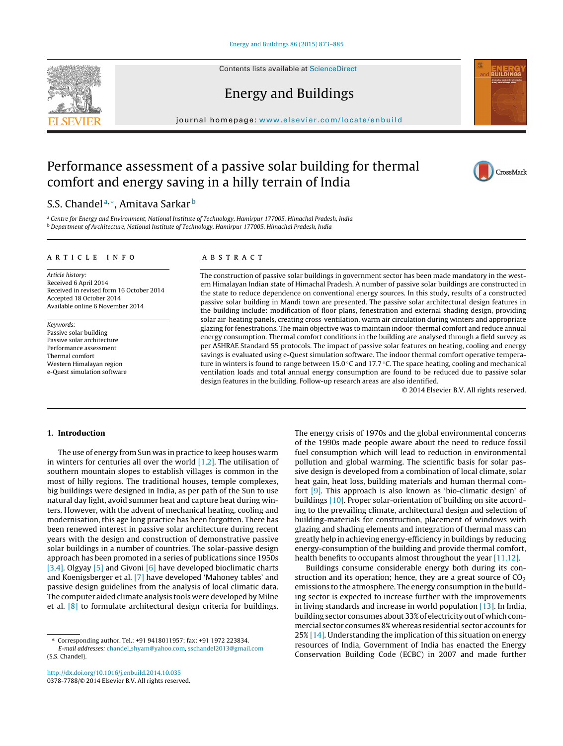# Performance assessment of a passive solar building for thermal comfort and energy saving in a hilly terrain of India

S.S. Chandel [a,*], Amitava Sarkar [b]

[a] Centre for Energy and Environment, National Institute of Technology, Hamirpur 177005, Himachal Pradesh, India
[b] Department of Architecture, National Institute of Technology, Hamirpur 177005, Himachal Pradesh, India

**ARTICLE INFO**

*Article history:*
Received 6 April 2014
Received in revised form 16 October 2014
Accepted 18 October 2014
Available online 6 November 2014

*Keywords:*
Passive solar building
Passive solar architecture
Performance assessment
Thermal comfort
Western Himalayan region
e-Quest simulation software

**ABSTRACT**

The construction of passive solar buildings in government sector has been made mandatory in the western Himalayan Indian state of Himachal Pradesh. A number of passive solar buildings are constructed in the state to reduce dependence on conventional energy sources. In this study, results of a constructed passive solar building in Mandi town are presented. The passive solar architectural design features in the building include: modification of floor plans, fenestration and external shading design, providing solar air-heating panels, creating cross-ventilation, warm air circulation during winters and appropriate glazing for fenestrations. The main objective was to maintain indoor-thermal comfort and reduce annual energy consumption. Thermal comfort conditions in the building are analysed through a field survey as per ASHRAE Standard 55 protocols. The impact of passive solar features on heating, cooling and energy savings is evaluated using e-Quest simulation software. The indoor thermal comfort operative temperature in winters is found to range between 15.0 °C and 17.7 °C. The space heating, cooling and mechanical ventilation loads and total annual energy consumption are found to be reduced due to passive solar design features in the building. Follow-up research areas are also identified.

© 2014 Elsevier B.V. All rights reserved.

## 1. Introduction

The use of energy from Sun was in practice to keep houses warm in winters for centuries all over the world [1,2]. The utilisation of southern mountain slopes to establish villages is common in the most of hilly regions. The traditional houses, temple complexes, big buildings were designed in India, as per path of the Sun to use natural day light, avoid summer heat and capture heat during winters. However, with the advent of mechanical heating, cooling and modernisation, this age long practice has been forgotten. There has been renewed interest in passive solar architecture during recent years with the design and construction of demonstrative passive solar buildings in a number of countries. The solar-passive design approach has been promoted in a series of publications since 1950s [3,4]. Olgyay [5] and Givoni [6] have developed bioclimatic charts and Koenigsberger et al. [7] have developed 'Mahoney tables' and passive design guidelines from the analysis of local climatic data. The computer aided climate analysis tools were developed by Milne et al. [8] to formulate architectural design criteria for buildings. The energy crisis of 1970s and the global environmental concerns of the 1990s made people aware about the need to reduce fossil fuel consumption which will lead to reduction in environmental pollution and global warming. The scientific basis for solar passive design is developed from a combination of local climate, solar heat gain, heat loss, building materials and human thermal comfort [9]. This approach is also known as 'bio-climatic design' of buildings [10]. Proper solar-orientation of building on site according to the prevailing climate, architectural design and selection of building-materials for construction, placement of windows with glazing and shading elements and integration of thermal mass can greatly help in achieving energy-efficiency in buildings by reducing energy-consumption of the building and provide thermal comfort, health benefits to occupants almost throughout the year [11,12].

Buildings consume considerable energy both during its construction and its operation; hence, they are a great source of $CO_2$ emissions to the atmosphere. The energy consumption in the building sector is expected to increase further with the improvements in living standards and increase in world population [13]. In India, building sector consumes about 33% of electricity out of which commercial sector consumes 8% whereas residential sector accounts for 25% [14]. Understanding the implication of this situation on energy resources of India, Government of India has enacted the Energy Conservation Building Code (ECBC) in 2007 and made further

\* Corresponding author. Tel.: +91 9418011957; fax: +91 1972 223834.
*E-mail addresses:* chandel_shyam@yahoo.com, sschandel2013@gmail.com (S.S. Chandel).

http://dx.doi.org/10.1016/j.enbuild.2014.10.035
0378-7788/© 2014 Elsevier B.V. All rights reserved.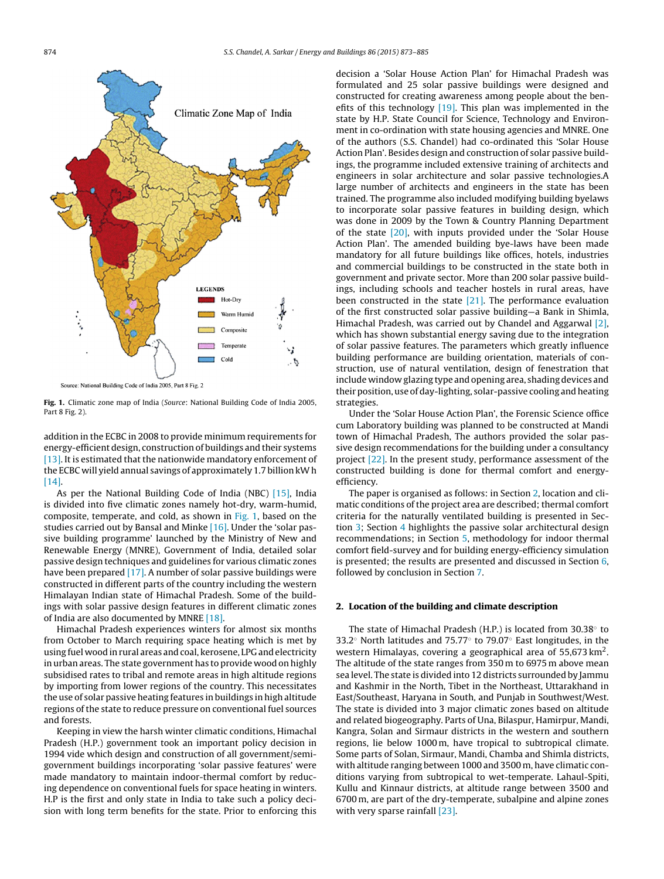Fig. 1. Climatic zone map of India (*Source*: National Building Code of India 2005, Part 8 Fig. 2).

addition in the ECBC in 2008 to provide minimum requirements for energy-efficient design, construction of buildings and their systems [13]. It is estimated that the nationwide mandatory enforcement of the ECBC will yield annual savings of approximately 1.7 billion kW h [14].

As per the National Building Code of India (NBC) [15], India is divided into five climatic zones namely hot-dry, warm-humid, composite, temperate, and cold, as shown in Fig. 1, based on the studies carried out by Bansal and Minke [16]. Under the 'solar passive building programme' launched by the Ministry of New and Renewable Energy (MNRE), Government of India, detailed solar passive design techniques and guidelines for various climatic zones have been prepared [17]. A number of solar passive buildings were constructed in different parts of the country including the western Himalayan Indian state of Himachal Pradesh. Some of the buildings with solar passive design features in different climatic zones of India are also documented by MNRE [18].

Himachal Pradesh experiences winters for almost six months from October to March requiring space heating which is met by using fuel wood in rural areas and coal, kerosene, LPG and electricity in urban areas. The state government has to provide wood on highly subsidised rates to tribal and remote areas in high altitude regions by importing from lower regions of the country. This necessitates the use of solar passive heating features in buildings in high altitude regions of the state to reduce pressure on conventional fuel sources and forests.

Keeping in view the harsh winter climatic conditions, Himachal Pradesh (H.P.) government took an important policy decision in 1994 vide which design and construction of all government/semi-government buildings incorporating 'solar passive features' were made mandatory to maintain indoor-thermal comfort by reducing dependence on conventional fuels for space heating in winters. H.P is the first and only state in India to take such a policy decision with long term benefits for the state. Prior to enforcing this decision a 'Solar House Action Plan' for Himachal Pradesh was formulated and 25 solar passive buildings were designed and constructed for creating awareness among people about the benefits of this technology [19]. This plan was implemented in the state by H.P. State Council for Science, Technology and Environment in co-ordination with state housing agencies and MNRE. One of the authors (S.S. Chandel) had co-ordinated this 'Solar House Action Plan'. Besides design and construction of solar passive buildings, the programme included extensive training of architects and engineers in solar architecture and solar passive technologies.A large number of architects and engineers in the state has been trained. The programme also included modifying building byelaws to incorporate solar passive features in building design, which was done in 2009 by the Town & Country Planning Department of the state [20], with inputs provided under the 'Solar House Action Plan'. The amended building bye-laws have been made mandatory for all future buildings like offices, hotels, industries and commercial buildings to be constructed in the state both in government and private sector. More than 200 solar passive buildings, including schools and teacher hostels in rural areas, have been constructed in the state [21]. The performance evaluation of the first constructed solar passive building—a Bank in Shimla, Himachal Pradesh, was carried out by Chandel and Aggarwal [2], which has shown substantial energy saving due to the integration of solar passive features. The parameters which greatly influence building performance are building orientation, materials of construction, use of natural ventilation, design of fenestration that include window glazing type and opening area, shading devices and their position, use of day-lighting, solar-passive cooling and heating strategies.

Under the 'Solar House Action Plan', the Forensic Science office cum Laboratory building was planned to be constructed at Mandi town of Himachal Pradesh, The authors provided the solar passive design recommendations for the building under a consultancy project [22]. In the present study, performance assessment of the constructed building is done for thermal comfort and energy-efficiency.

The paper is organised as follows: in Section 2, location and climatic conditions of the project area are described; thermal comfort criteria for the naturally ventilated building is presented in Section 3; Section 4 highlights the passive solar architectural design recommendations; in Section 5, methodology for indoor thermal comfort field-survey and for building energy-efficiency simulation is presented; the results are presented and discussed in Section 6, followed by conclusion in Section 7.

## 2. Location of the building and climate description

The state of Himachal Pradesh (H.P.) is located from 30.38° to 33.2° North latitudes and 75.77° to 79.07° East longitudes, in the western Himalayas, covering a geographical area of 55,673 km$^2$. The altitude of the state ranges from 350 m to 6975 m above mean sea level. The state is divided into 12 districts surrounded by Jammu and Kashmir in the North, Tibet in the Northeast, Uttarakhand in East/Southeast, Haryana in South, and Punjab in Southwest/West. The state is divided into 3 major climatic zones based on altitude and related biogeography. Parts of Una, Bilaspur, Hamirpur, Mandi, Kangra, Solan and Sirmaur districts in the western and southern regions, lie below 1000 m, have tropical to subtropical climate. Some parts of Solan, Sirmaur, Mandi, Chamba and Shimla districts, with altitude ranging between 1000 and 3500 m, have climatic conditions varying from subtropical to wet-temperate. Lahaul-Spiti, Kullu and Kinnaur districts, at altitude range between 3500 and 6700 m, are part of the dry-temperate, subalpine and alpine zones with very sparse rainfall [23].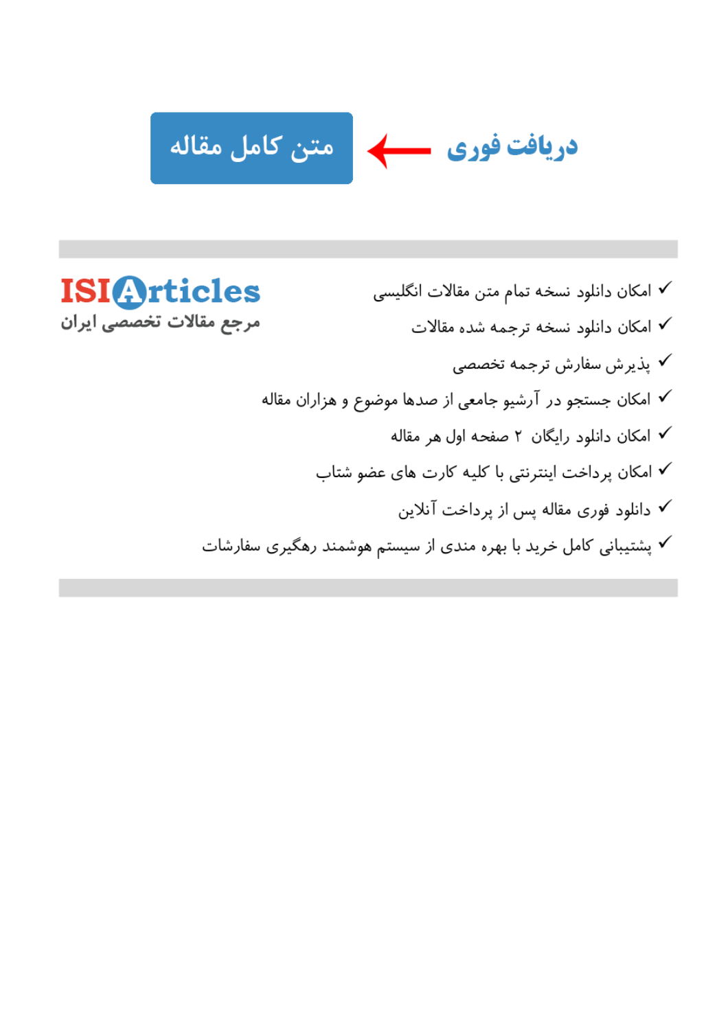دریافت فوری ← متن کامل مقاله

ISIArticles

مرجع مقالات تخصصی ایران

- ✓ امکان دانلود نسخه تمام متن مقالات انگلیسی
- ✓ امکان دانلود نسخه ترجمه شده مقالات
- ✓ پذیرش سفارش ترجمه تخصصی
- ✓ امکان جستجو در آرشیو جامعی از صدها موضوع و هزاران مقاله
- ✓ امکان دانلود رایگان ۲ صفحه اول هر مقاله
- ✓ امکان پرداخت اینترنتی با کلیه کارت های عضو شتاب
- ✓ دانلود فوری مقاله پس از پرداخت آنلاین
- ✓ پشتیبانی کامل خرید با بهره مندی از سیستم هوشمند رهگیری سفارشات